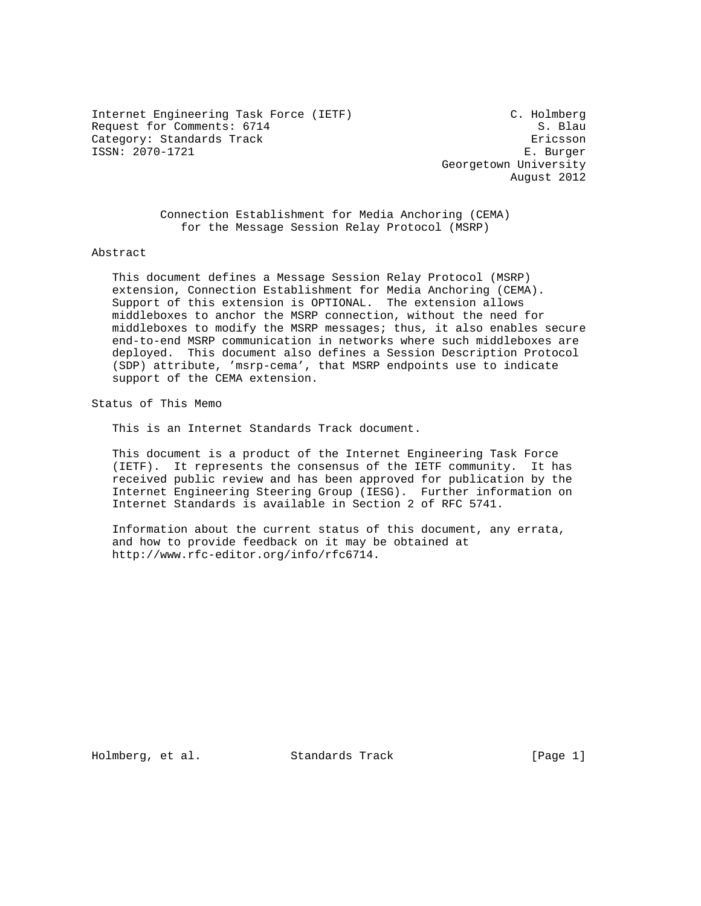Internet Engineering Task Force (IETF) C. Holmberg
Request for Comments: 6714 S. Blau
Category: Standards Track Ericsson
ISSN: 2070-1721 E. Burger
Georgetown University
August 2012

# Connection Establishment for Media Anchoring (CEMA) for the Message Session Relay Protocol (MSRP)

## Abstract

This document defines a Message Session Relay Protocol (MSRP) extension, Connection Establishment for Media Anchoring (CEMA). Support of this extension is OPTIONAL. The extension allows middleboxes to anchor the MSRP connection, without the need for middleboxes to modify the MSRP messages; thus, it also enables secure end-to-end MSRP communication in networks where such middleboxes are deployed. This document also defines a Session Description Protocol (SDP) attribute, 'msrp-cema', that MSRP endpoints use to indicate support of the CEMA extension.

## Status of This Memo

This is an Internet Standards Track document.

This document is a product of the Internet Engineering Task Force (IETF). It represents the consensus of the IETF community. It has received public review and has been approved for publication by the Internet Engineering Steering Group (IESG). Further information on Internet Standards is available in Section 2 of RFC 5741.

Information about the current status of this document, any errata, and how to provide feedback on it may be obtained at http://www.rfc-editor.org/info/rfc6714.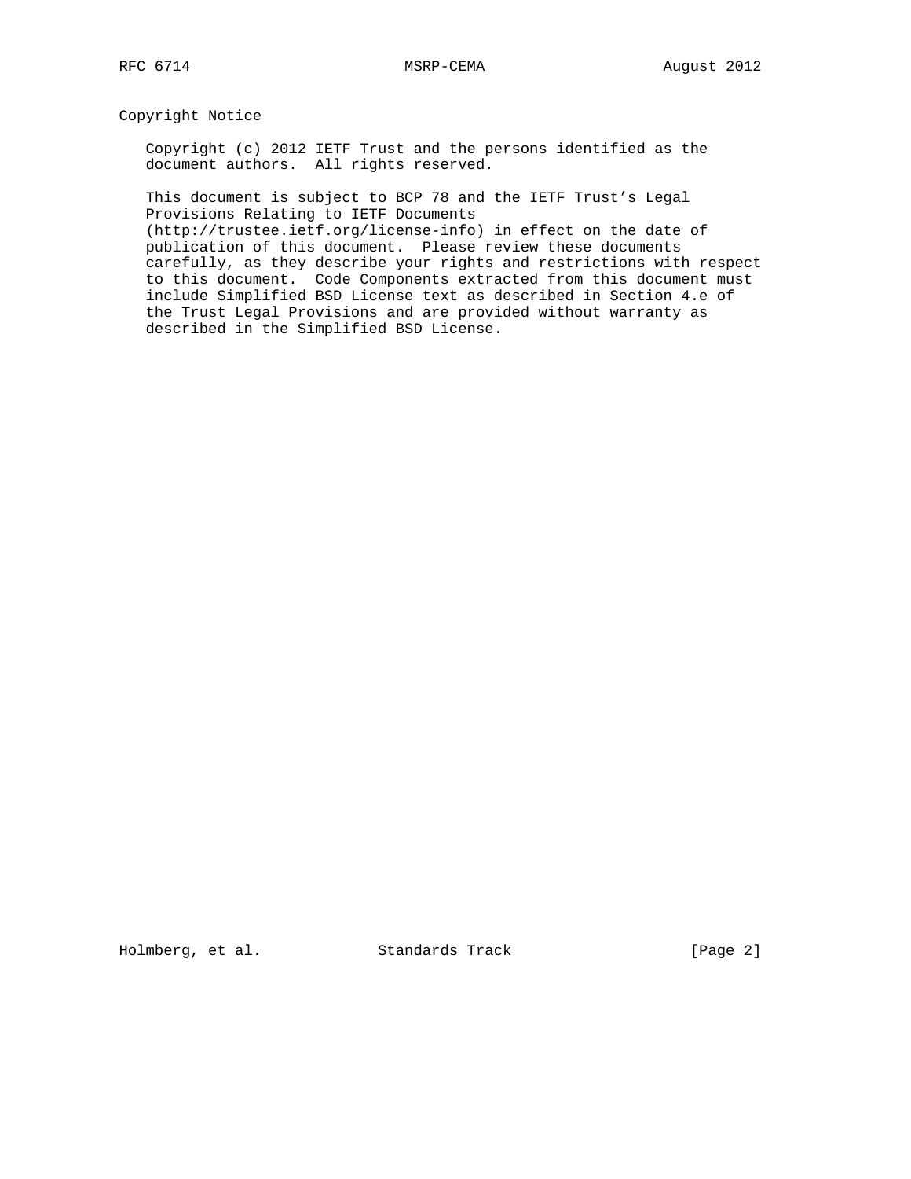## Copyright Notice

Copyright (c) 2012 IETF Trust and the persons identified as the document authors. All rights reserved.

This document is subject to BCP 78 and the IETF Trust's Legal Provisions Relating to IETF Documents (http://trustee.ietf.org/license-info) in effect on the date of publication of this document. Please review these documents carefully, as they describe your rights and restrictions with respect to this document. Code Components extracted from this document must include Simplified BSD License text as described in Section 4.e of the Trust Legal Provisions and are provided without warranty as described in the Simplified BSD License.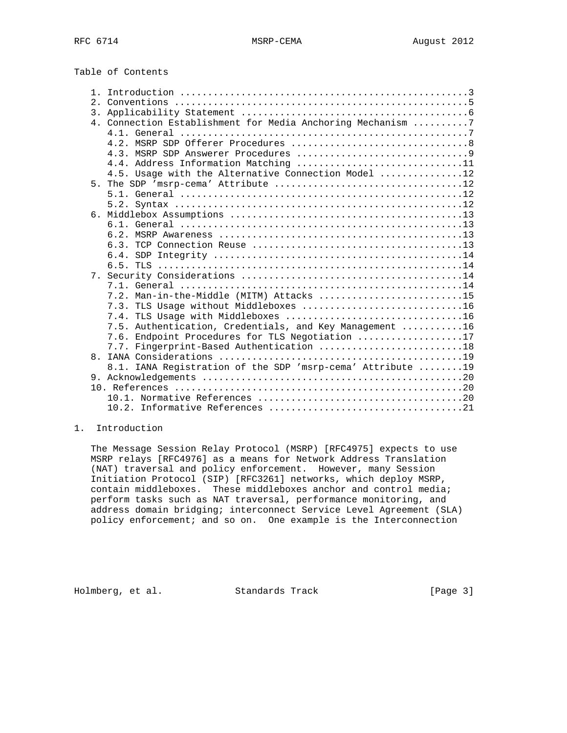Table of Contents

1. Introduction ....................................................3
2. Conventions .....................................................5
3. Applicability Statement .........................................6
4. Connection Establishment for Media Anchoring Mechanism ..........7
   4.1. General ....................................................7
   4.2. MSRP SDP Offerer Procedures ................................8
   4.3. MSRP SDP Answerer Procedures ...............................9
   4.4. Address Information Matching ..............................11
   4.5. Usage with the Alternative Connection Model ...............12
5. The SDP 'msrp-cema' Attribute ..................................12
   5.1. General ...................................................12
   5.2. Syntax ....................................................12
6. Middlebox Assumptions ..........................................13
   6.1. General ...................................................13
   6.2. MSRP Awareness ............................................13
   6.3. TCP Connection Reuse ......................................13
   6.4. SDP Integrity .............................................14
   6.5. TLS .......................................................14
7. Security Considerations ........................................14
   7.1. General ...................................................14
   7.2. Man-in-the-Middle (MITM) Attacks ..........................15
   7.3. TLS Usage without Middleboxes .............................16
   7.4. TLS Usage with Middleboxes ................................16
   7.5. Authentication, Credentials, and Key Management ...........16
   7.6. Endpoint Procedures for TLS Negotiation ...................17
   7.7. Fingerprint-Based Authentication ..........................18
8. IANA Considerations ............................................19
   8.1. IANA Registration of the SDP 'msrp-cema' Attribute ........19
9. Acknowledgements ...............................................20
10. References ....................................................20
   10.1. Normative References .....................................20
   10.2. Informative References ...................................21

## 1. Introduction

The Message Session Relay Protocol (MSRP) [RFC4975] expects to use MSRP relays [RFC4976] as a means for Network Address Translation (NAT) traversal and policy enforcement. However, many Session Initiation Protocol (SIP) [RFC3261] networks, which deploy MSRP, contain middleboxes. These middleboxes anchor and control media; perform tasks such as NAT traversal, performance monitoring, and address domain bridging; interconnect Service Level Agreement (SLA) policy enforcement; and so on. One example is the Interconnection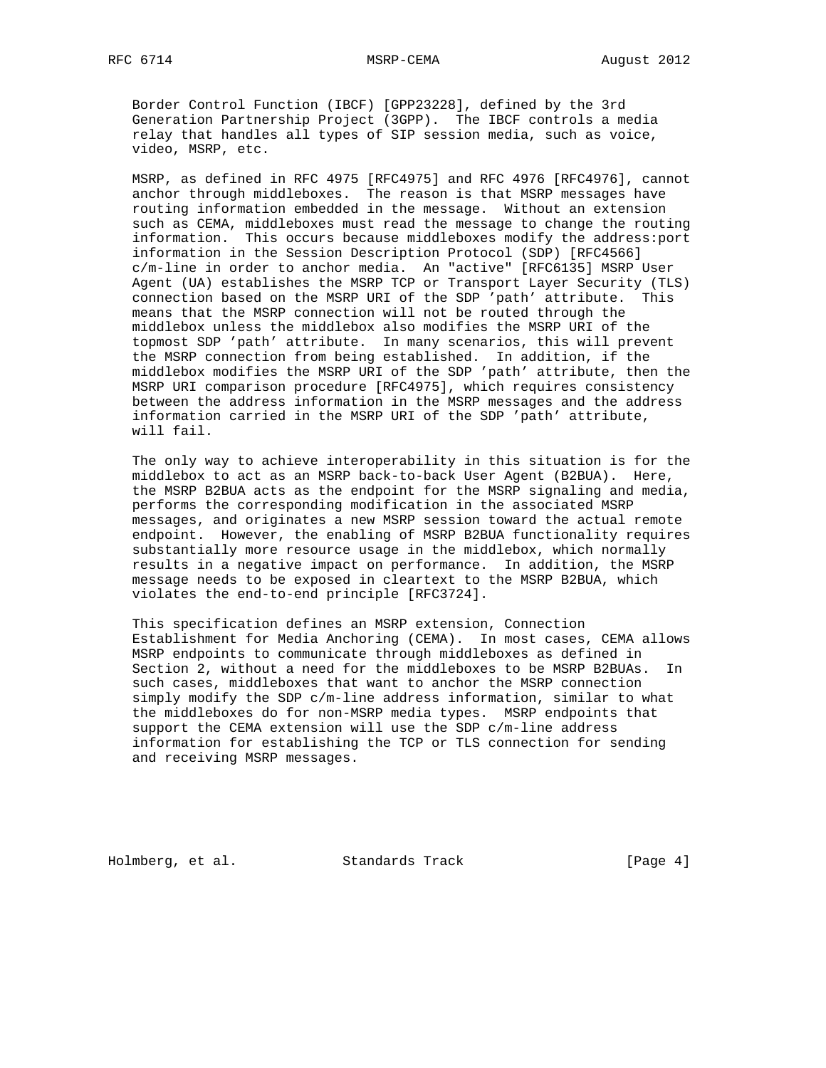Border Control Function (IBCF) [GPP23228], defined by the 3rd Generation Partnership Project (3GPP). The IBCF controls a media relay that handles all types of SIP session media, such as voice, video, MSRP, etc.

MSRP, as defined in RFC 4975 [RFC4975] and RFC 4976 [RFC4976], cannot anchor through middleboxes. The reason is that MSRP messages have routing information embedded in the message. Without an extension such as CEMA, middleboxes must read the message to change the routing information. This occurs because middleboxes modify the address:port information in the Session Description Protocol (SDP) [RFC4566] c/m-line in order to anchor media. An "active" [RFC6135] MSRP User Agent (UA) establishes the MSRP TCP or Transport Layer Security (TLS) connection based on the MSRP URI of the SDP 'path' attribute. This means that the MSRP connection will not be routed through the middlebox unless the middlebox also modifies the MSRP URI of the topmost SDP 'path' attribute. In many scenarios, this will prevent the MSRP connection from being established. In addition, if the middlebox modifies the MSRP URI of the SDP 'path' attribute, then the MSRP URI comparison procedure [RFC4975], which requires consistency between the address information in the MSRP messages and the address information carried in the MSRP URI of the SDP 'path' attribute, will fail.

The only way to achieve interoperability in this situation is for the middlebox to act as an MSRP back-to-back User Agent (B2BUA). Here, the MSRP B2BUA acts as the endpoint for the MSRP signaling and media, performs the corresponding modification in the associated MSRP messages, and originates a new MSRP session toward the actual remote endpoint. However, the enabling of MSRP B2BUA functionality requires substantially more resource usage in the middlebox, which normally results in a negative impact on performance. In addition, the MSRP message needs to be exposed in cleartext to the MSRP B2BUA, which violates the end-to-end principle [RFC3724].

This specification defines an MSRP extension, Connection Establishment for Media Anchoring (CEMA). In most cases, CEMA allows MSRP endpoints to communicate through middleboxes as defined in Section 2, without a need for the middleboxes to be MSRP B2BUAs. In such cases, middleboxes that want to anchor the MSRP connection simply modify the SDP c/m-line address information, similar to what the middleboxes do for non-MSRP media types. MSRP endpoints that support the CEMA extension will use the SDP c/m-line address information for establishing the TCP or TLS connection for sending and receiving MSRP messages.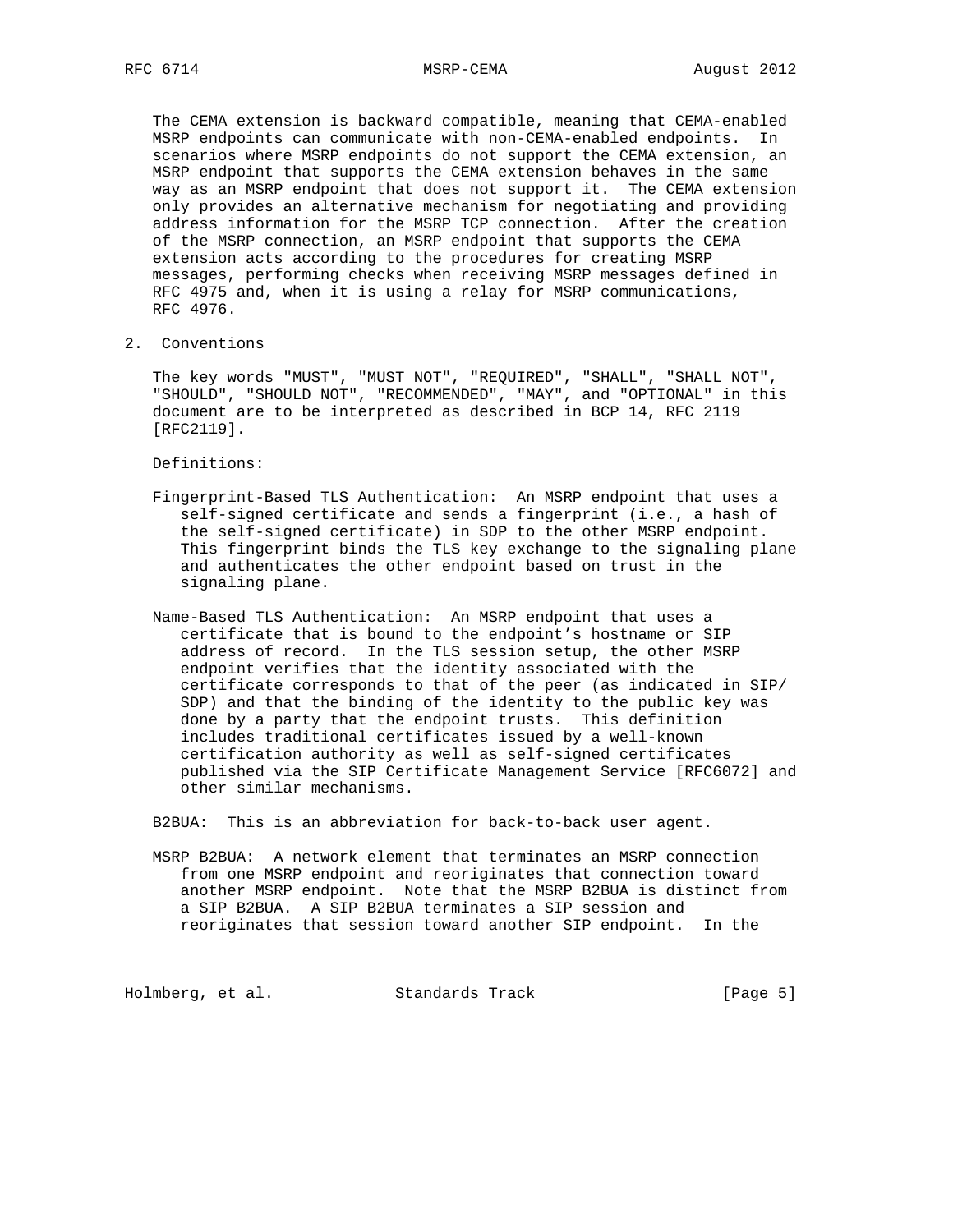The CEMA extension is backward compatible, meaning that CEMA-enabled MSRP endpoints can communicate with non-CEMA-enabled endpoints. In scenarios where MSRP endpoints do not support the CEMA extension, an MSRP endpoint that supports the CEMA extension behaves in the same way as an MSRP endpoint that does not support it. The CEMA extension only provides an alternative mechanism for negotiating and providing address information for the MSRP TCP connection. After the creation of the MSRP connection, an MSRP endpoint that supports the CEMA extension acts according to the procedures for creating MSRP messages, performing checks when receiving MSRP messages defined in RFC 4975 and, when it is using a relay for MSRP communications, RFC 4976.

## 2. Conventions

The key words "MUST", "MUST NOT", "REQUIRED", "SHALL", "SHALL NOT", "SHOULD", "SHOULD NOT", "RECOMMENDED", "MAY", and "OPTIONAL" in this document are to be interpreted as described in BCP 14, RFC 2119 [RFC2119].

Definitions:

Fingerprint-Based TLS Authentication: An MSRP endpoint that uses a self-signed certificate and sends a fingerprint (i.e., a hash of the self-signed certificate) in SDP to the other MSRP endpoint. This fingerprint binds the TLS key exchange to the signaling plane and authenticates the other endpoint based on trust in the signaling plane.

Name-Based TLS Authentication: An MSRP endpoint that uses a certificate that is bound to the endpoint's hostname or SIP address of record. In the TLS session setup, the other MSRP endpoint verifies that the identity associated with the certificate corresponds to that of the peer (as indicated in SIP/SDP) and that the binding of the identity to the public key was done by a party that the endpoint trusts. This definition includes traditional certificates issued by a well-known certification authority as well as self-signed certificates published via the SIP Certificate Management Service [RFC6072] and other similar mechanisms.

B2BUA: This is an abbreviation for back-to-back user agent.

MSRP B2BUA: A network element that terminates an MSRP connection from one MSRP endpoint and reoriginates that connection toward another MSRP endpoint. Note that the MSRP B2BUA is distinct from a SIP B2BUA. A SIP B2BUA terminates a SIP session and reoriginates that session toward another SIP endpoint. In the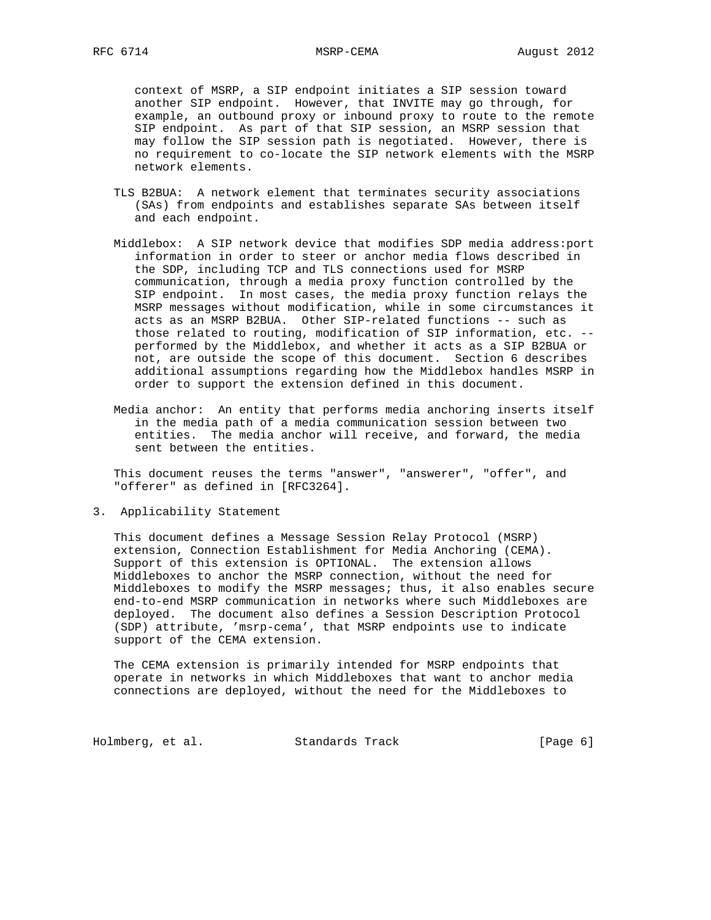context of MSRP, a SIP endpoint initiates a SIP session toward another SIP endpoint. However, that INVITE may go through, for example, an outbound proxy or inbound proxy to route to the remote SIP endpoint. As part of that SIP session, an MSRP session that may follow the SIP session path is negotiated. However, there is no requirement to co-locate the SIP network elements with the MSRP network elements.

TLS B2BUA: A network element that terminates security associations (SAs) from endpoints and establishes separate SAs between itself and each endpoint.

Middlebox: A SIP network device that modifies SDP media address:port information in order to steer or anchor media flows described in the SDP, including TCP and TLS connections used for MSRP communication, through a media proxy function controlled by the SIP endpoint. In most cases, the media proxy function relays the MSRP messages without modification, while in some circumstances it acts as an MSRP B2BUA. Other SIP-related functions -- such as those related to routing, modification of SIP information, etc. -- performed by the Middlebox, and whether it acts as a SIP B2BUA or not, are outside the scope of this document. Section 6 describes additional assumptions regarding how the Middlebox handles MSRP in order to support the extension defined in this document.

Media anchor: An entity that performs media anchoring inserts itself in the media path of a media communication session between two entities. The media anchor will receive, and forward, the media sent between the entities.

This document reuses the terms "answer", "answerer", "offer", and "offerer" as defined in [RFC3264].

## 3. Applicability Statement

This document defines a Message Session Relay Protocol (MSRP) extension, Connection Establishment for Media Anchoring (CEMA). Support of this extension is OPTIONAL. The extension allows Middleboxes to anchor the MSRP connection, without the need for Middleboxes to modify the MSRP messages; thus, it also enables secure end-to-end MSRP communication in networks where such Middleboxes are deployed. The document also defines a Session Description Protocol (SDP) attribute, 'msrp-cema', that MSRP endpoints use to indicate support of the CEMA extension.

The CEMA extension is primarily intended for MSRP endpoints that operate in networks in which Middleboxes that want to anchor media connections are deployed, without the need for the Middleboxes to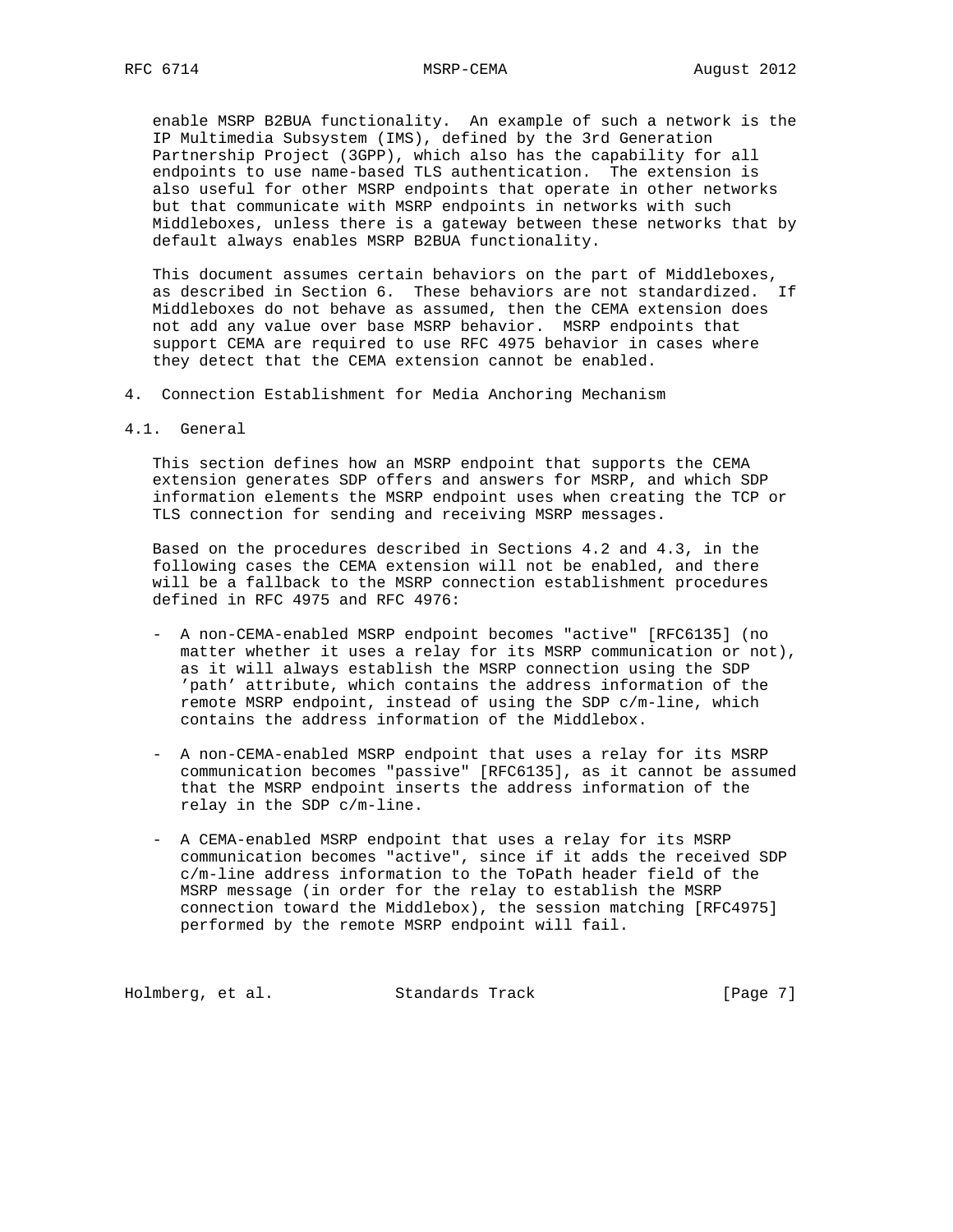enable MSRP B2BUA functionality. An example of such a network is the IP Multimedia Subsystem (IMS), defined by the 3rd Generation Partnership Project (3GPP), which also has the capability for all endpoints to use name-based TLS authentication. The extension is also useful for other MSRP endpoints that operate in other networks but that communicate with MSRP endpoints in networks with such Middleboxes, unless there is a gateway between these networks that by default always enables MSRP B2BUA functionality.

This document assumes certain behaviors on the part of Middleboxes, as described in Section 6. These behaviors are not standardized. If Middleboxes do not behave as assumed, then the CEMA extension does not add any value over base MSRP behavior. MSRP endpoints that support CEMA are required to use RFC 4975 behavior in cases where they detect that the CEMA extension cannot be enabled.

## 4. Connection Establishment for Media Anchoring Mechanism

### 4.1. General

This section defines how an MSRP endpoint that supports the CEMA extension generates SDP offers and answers for MSRP, and which SDP information elements the MSRP endpoint uses when creating the TCP or TLS connection for sending and receiving MSRP messages.

Based on the procedures described in Sections 4.2 and 4.3, in the following cases the CEMA extension will not be enabled, and there will be a fallback to the MSRP connection establishment procedures defined in RFC 4975 and RFC 4976:

- A non-CEMA-enabled MSRP endpoint becomes "active" [RFC6135] (no matter whether it uses a relay for its MSRP communication or not), as it will always establish the MSRP connection using the SDP 'path' attribute, which contains the address information of the remote MSRP endpoint, instead of using the SDP c/m-line, which contains the address information of the Middlebox.

- A non-CEMA-enabled MSRP endpoint that uses a relay for its MSRP communication becomes "passive" [RFC6135], as it cannot be assumed that the MSRP endpoint inserts the address information of the relay in the SDP c/m-line.

- A CEMA-enabled MSRP endpoint that uses a relay for its MSRP communication becomes "active", since if it adds the received SDP c/m-line address information to the ToPath header field of the MSRP message (in order for the relay to establish the MSRP connection toward the Middlebox), the session matching [RFC4975] performed by the remote MSRP endpoint will fail.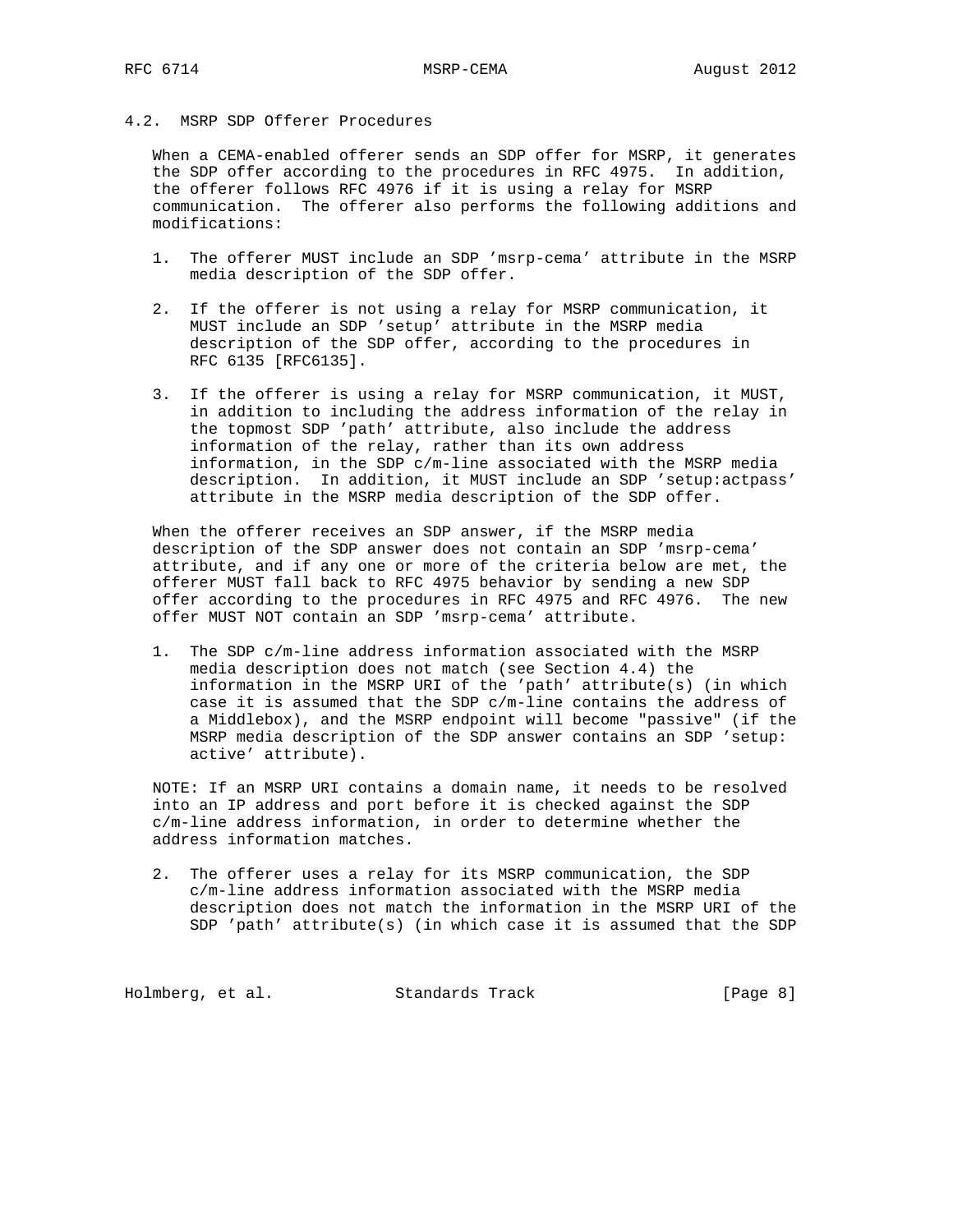### 4.2. MSRP SDP Offerer Procedures

When a CEMA-enabled offerer sends an SDP offer for MSRP, it generates the SDP offer according to the procedures in RFC 4975. In addition, the offerer follows RFC 4976 if it is using a relay for MSRP communication. The offerer also performs the following additions and modifications:

1. The offerer MUST include an SDP 'msrp-cema' attribute in the MSRP media description of the SDP offer.

2. If the offerer is not using a relay for MSRP communication, it MUST include an SDP 'setup' attribute in the MSRP media description of the SDP offer, according to the procedures in RFC 6135 [RFC6135].

3. If the offerer is using a relay for MSRP communication, it MUST, in addition to including the address information of the relay in the topmost SDP 'path' attribute, also include the address information of the relay, rather than its own address information, in the SDP c/m-line associated with the MSRP media description. In addition, it MUST include an SDP 'setup:actpass' attribute in the MSRP media description of the SDP offer.

When the offerer receives an SDP answer, if the MSRP media description of the SDP answer does not contain an SDP 'msrp-cema' attribute, and if any one or more of the criteria below are met, the offerer MUST fall back to RFC 4975 behavior by sending a new SDP offer according to the procedures in RFC 4975 and RFC 4976. The new offer MUST NOT contain an SDP 'msrp-cema' attribute.

1. The SDP c/m-line address information associated with the MSRP media description does not match (see Section 4.4) the information in the MSRP URI of the 'path' attribute(s) (in which case it is assumed that the SDP c/m-line contains the address of a Middlebox), and the MSRP endpoint will become "passive" (if the MSRP media description of the SDP answer contains an SDP 'setup: active' attribute).

NOTE: If an MSRP URI contains a domain name, it needs to be resolved into an IP address and port before it is checked against the SDP c/m-line address information, in order to determine whether the address information matches.

2. The offerer uses a relay for its MSRP communication, the SDP c/m-line address information associated with the MSRP media description does not match the information in the MSRP URI of the SDP 'path' attribute(s) (in which case it is assumed that the SDP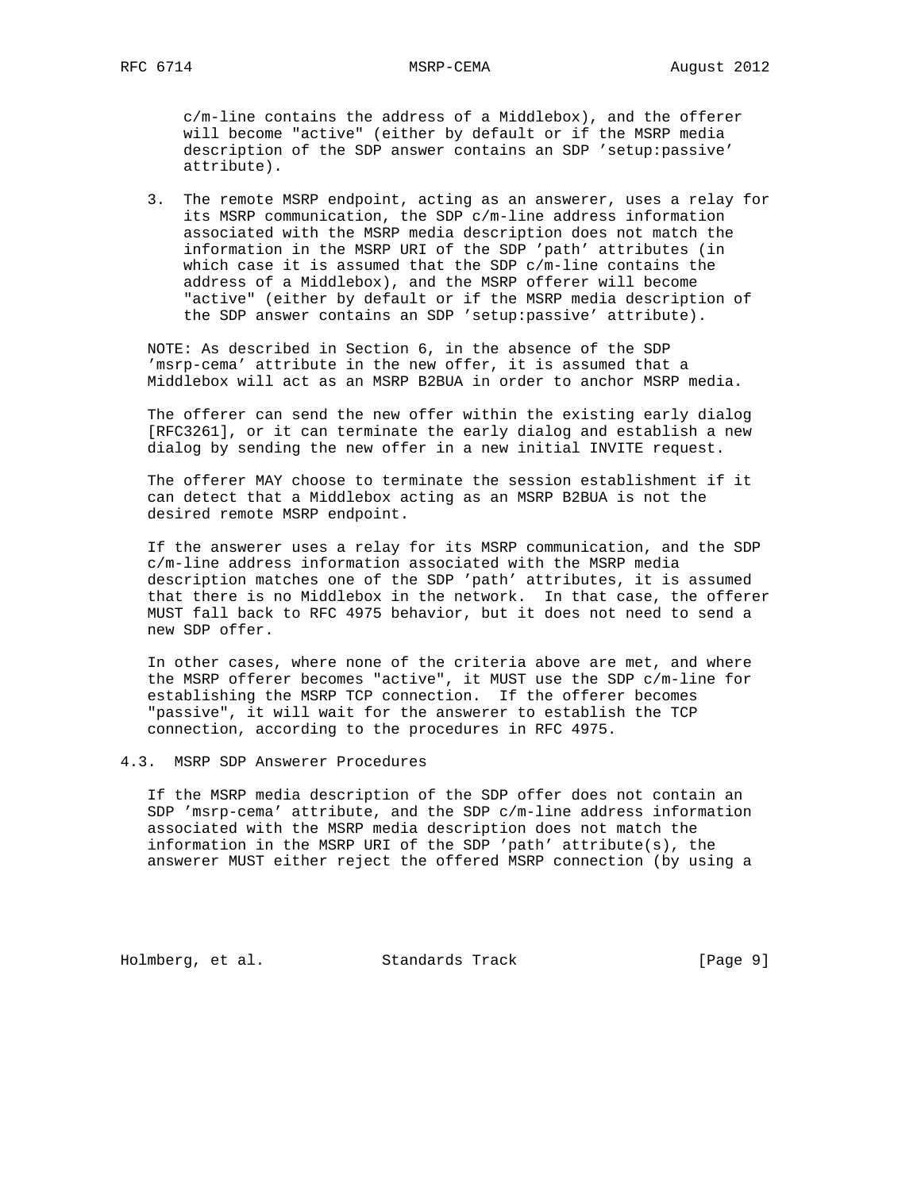c/m-line contains the address of a Middlebox), and the offerer will become "active" (either by default or if the MSRP media description of the SDP answer contains an SDP 'setup:passive' attribute).

3. The remote MSRP endpoint, acting as an answerer, uses a relay for its MSRP communication, the SDP c/m-line address information associated with the MSRP media description does not match the information in the MSRP URI of the SDP 'path' attributes (in which case it is assumed that the SDP c/m-line contains the address of a Middlebox), and the MSRP offerer will become "active" (either by default or if the MSRP media description of the SDP answer contains an SDP 'setup:passive' attribute).

NOTE: As described in Section 6, in the absence of the SDP 'msrp-cema' attribute in the new offer, it is assumed that a Middlebox will act as an MSRP B2BUA in order to anchor MSRP media.

The offerer can send the new offer within the existing early dialog [RFC3261], or it can terminate the early dialog and establish a new dialog by sending the new offer in a new initial INVITE request.

The offerer MAY choose to terminate the session establishment if it can detect that a Middlebox acting as an MSRP B2BUA is not the desired remote MSRP endpoint.

If the answerer uses a relay for its MSRP communication, and the SDP c/m-line address information associated with the MSRP media description matches one of the SDP 'path' attributes, it is assumed that there is no Middlebox in the network. In that case, the offerer MUST fall back to RFC 4975 behavior, but it does not need to send a new SDP offer.

In other cases, where none of the criteria above are met, and where the MSRP offerer becomes "active", it MUST use the SDP c/m-line for establishing the MSRP TCP connection. If the offerer becomes "passive", it will wait for the answerer to establish the TCP connection, according to the procedures in RFC 4975.

### 4.3. MSRP SDP Answerer Procedures

If the MSRP media description of the SDP offer does not contain an SDP 'msrp-cema' attribute, and the SDP c/m-line address information associated with the MSRP media description does not match the information in the MSRP URI of the SDP 'path' attribute(s), the answerer MUST either reject the offered MSRP connection (by using a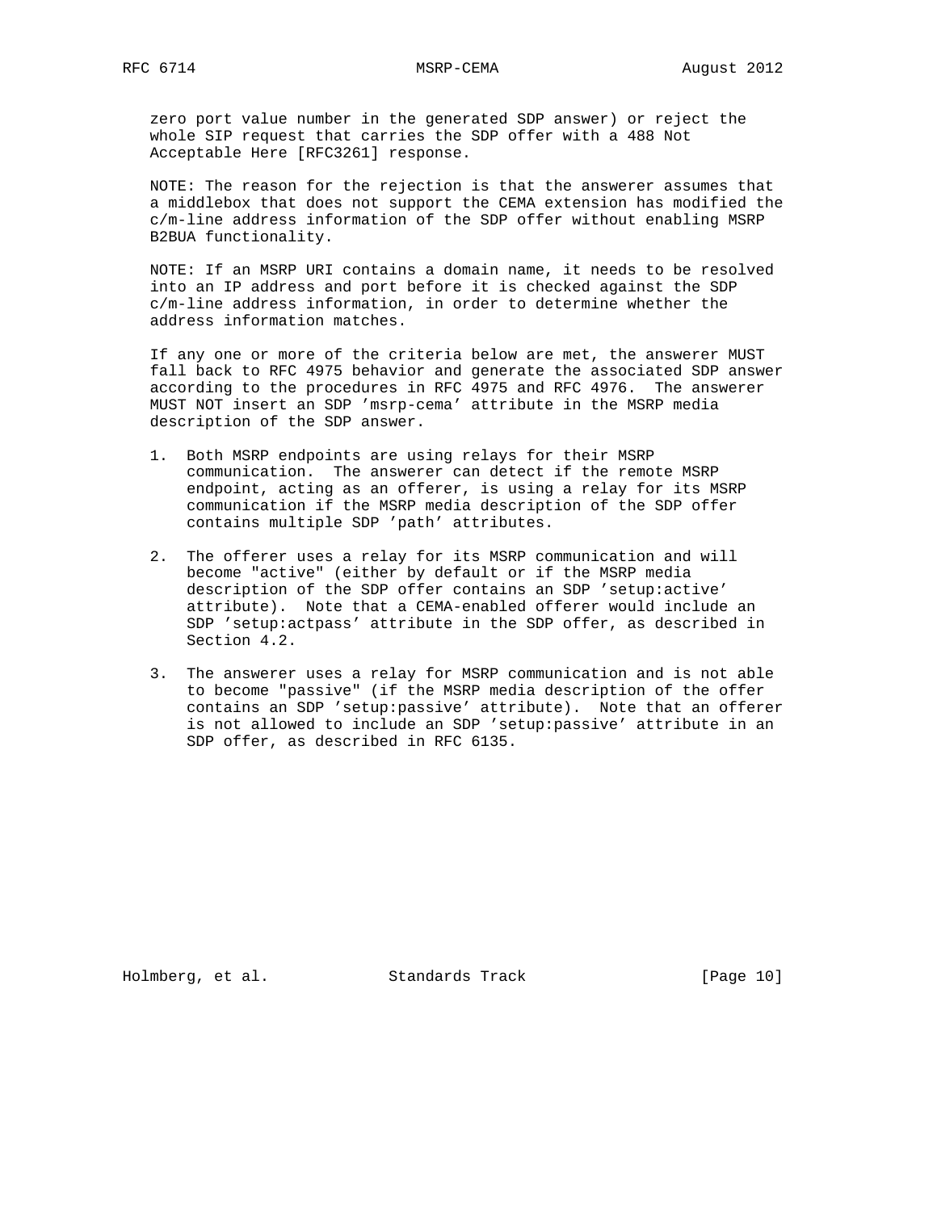zero port value number in the generated SDP answer) or reject the whole SIP request that carries the SDP offer with a 488 Not Acceptable Here [RFC3261] response.

NOTE: The reason for the rejection is that the answerer assumes that a middlebox that does not support the CEMA extension has modified the c/m-line address information of the SDP offer without enabling MSRP B2BUA functionality.

NOTE: If an MSRP URI contains a domain name, it needs to be resolved into an IP address and port before it is checked against the SDP c/m-line address information, in order to determine whether the address information matches.

If any one or more of the criteria below are met, the answerer MUST fall back to RFC 4975 behavior and generate the associated SDP answer according to the procedures in RFC 4975 and RFC 4976. The answerer MUST NOT insert an SDP 'msrp-cema' attribute in the MSRP media description of the SDP answer.

1. Both MSRP endpoints are using relays for their MSRP communication. The answerer can detect if the remote MSRP endpoint, acting as an offerer, is using a relay for its MSRP communication if the MSRP media description of the SDP offer contains multiple SDP 'path' attributes.

2. The offerer uses a relay for its MSRP communication and will become "active" (either by default or if the MSRP media description of the SDP offer contains an SDP 'setup:active' attribute). Note that a CEMA-enabled offerer would include an SDP 'setup:actpass' attribute in the SDP offer, as described in Section 4.2.

3. The answerer uses a relay for MSRP communication and is not able to become "passive" (if the MSRP media description of the offer contains an SDP 'setup:passive' attribute). Note that an offerer is not allowed to include an SDP 'setup:passive' attribute in an SDP offer, as described in RFC 6135.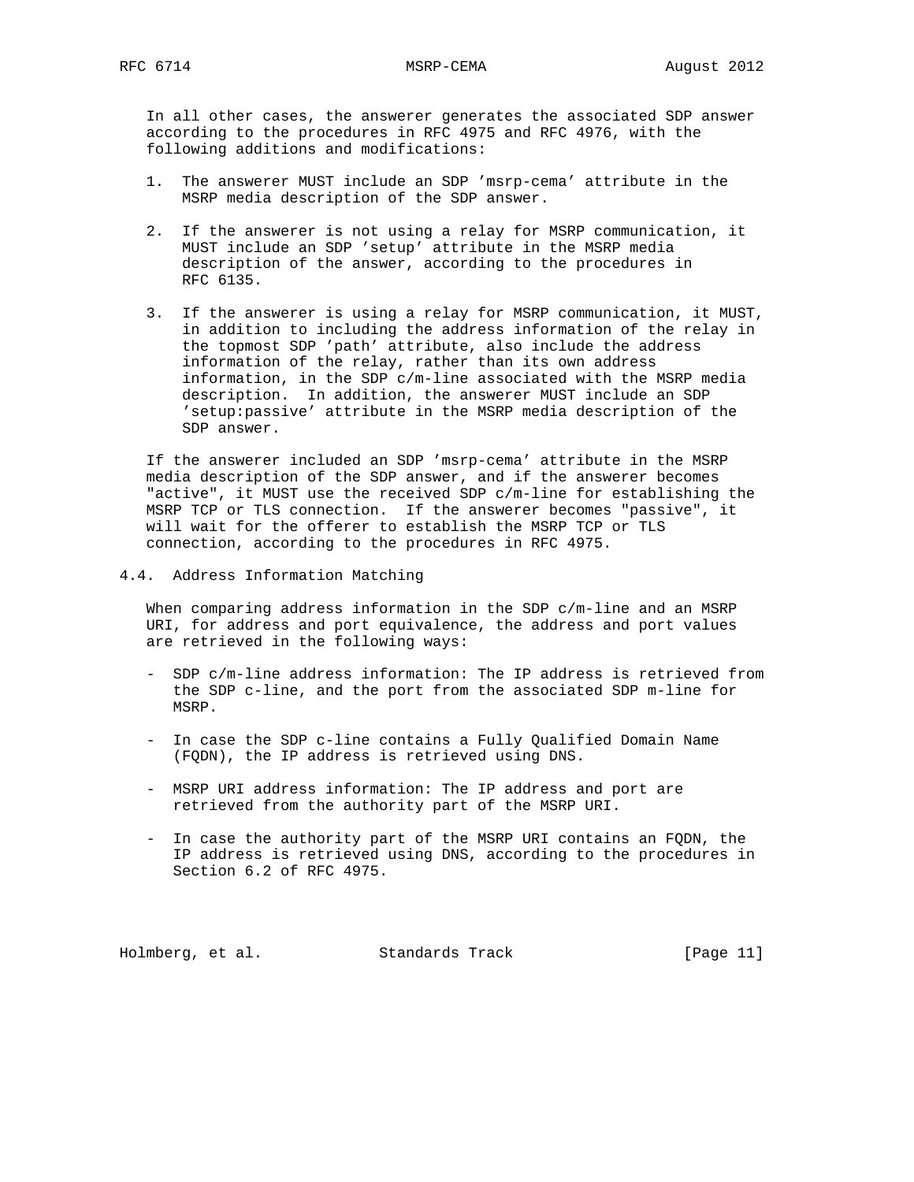In all other cases, the answerer generates the associated SDP answer according to the procedures in RFC 4975 and RFC 4976, with the following additions and modifications:

1. The answerer MUST include an SDP 'msrp-cema' attribute in the MSRP media description of the SDP answer.

2. If the answerer is not using a relay for MSRP communication, it MUST include an SDP 'setup' attribute in the MSRP media description of the answer, according to the procedures in RFC 6135.

3. If the answerer is using a relay for MSRP communication, it MUST, in addition to including the address information of the relay in the topmost SDP 'path' attribute, also include the address information of the relay, rather than its own address information, in the SDP c/m-line associated with the MSRP media description. In addition, the answerer MUST include an SDP 'setup:passive' attribute in the MSRP media description of the SDP answer.

If the answerer included an SDP 'msrp-cema' attribute in the MSRP media description of the SDP answer, and if the answerer becomes "active", it MUST use the received SDP c/m-line for establishing the MSRP TCP or TLS connection. If the answerer becomes "passive", it will wait for the offerer to establish the MSRP TCP or TLS connection, according to the procedures in RFC 4975.

## 4.4. Address Information Matching

When comparing address information in the SDP c/m-line and an MSRP URI, for address and port equivalence, the address and port values are retrieved in the following ways:

- SDP c/m-line address information: The IP address is retrieved from the SDP c-line, and the port from the associated SDP m-line for MSRP.

- In case the SDP c-line contains a Fully Qualified Domain Name (FQDN), the IP address is retrieved using DNS.

- MSRP URI address information: The IP address and port are retrieved from the authority part of the MSRP URI.

- In case the authority part of the MSRP URI contains an FQDN, the IP address is retrieved using DNS, according to the procedures in Section 6.2 of RFC 4975.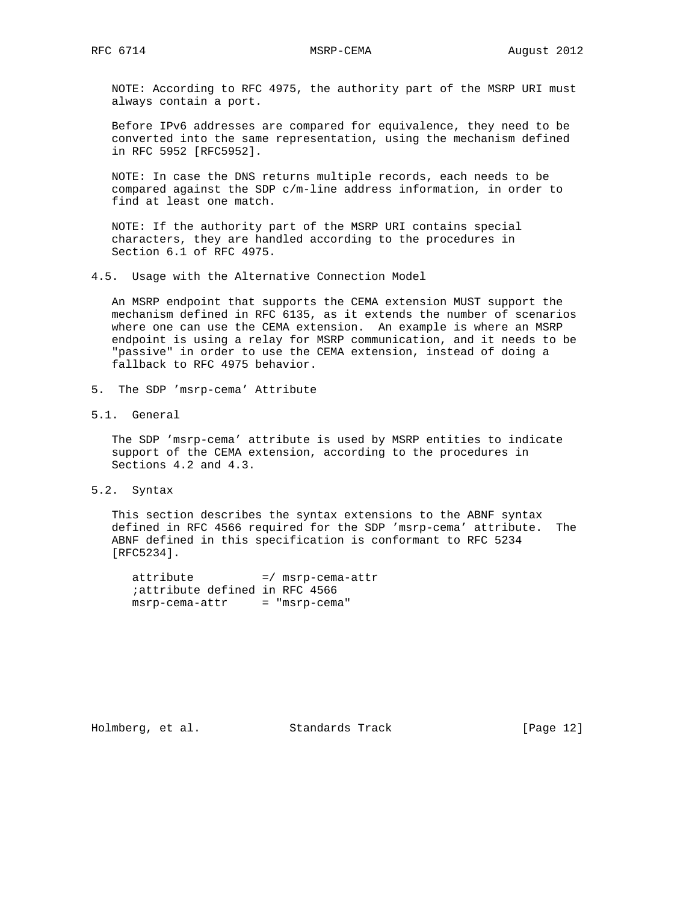NOTE: According to RFC 4975, the authority part of the MSRP URI must always contain a port.

Before IPv6 addresses are compared for equivalence, they need to be converted into the same representation, using the mechanism defined in RFC 5952 [RFC5952].

NOTE: In case the DNS returns multiple records, each needs to be compared against the SDP c/m-line address information, in order to find at least one match.

NOTE: If the authority part of the MSRP URI contains special characters, they are handled according to the procedures in Section 6.1 of RFC 4975.

### 4.5. Usage with the Alternative Connection Model

An MSRP endpoint that supports the CEMA extension MUST support the mechanism defined in RFC 6135, as it extends the number of scenarios where one can use the CEMA extension. An example is where an MSRP endpoint is using a relay for MSRP communication, and it needs to be "passive" in order to use the CEMA extension, instead of doing a fallback to RFC 4975 behavior.

## 5. The SDP 'msrp-cema' Attribute

### 5.1. General

The SDP 'msrp-cema' attribute is used by MSRP entities to indicate support of the CEMA extension, according to the procedures in Sections 4.2 and 4.3.

### 5.2. Syntax

This section describes the syntax extensions to the ABNF syntax defined in RFC 4566 required for the SDP 'msrp-cema' attribute. The ABNF defined in this specification is conformant to RFC 5234 [RFC5234].

```
attribute          =/ msrp-cema-attr
;attribute defined in RFC 4566
msrp-cema-attr     = "msrp-cema"
```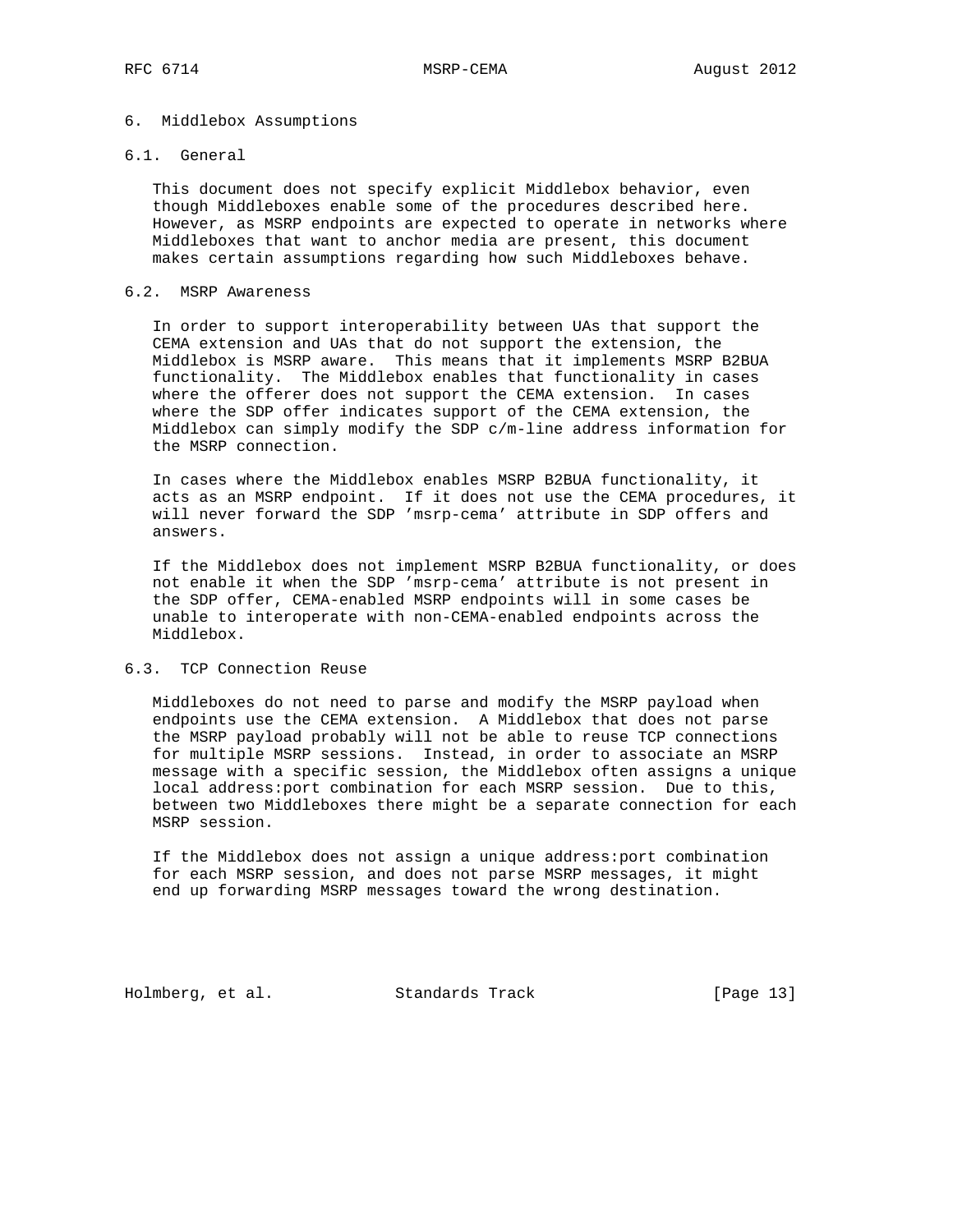## 6. Middlebox Assumptions

### 6.1. General

This document does not specify explicit Middlebox behavior, even though Middleboxes enable some of the procedures described here. However, as MSRP endpoints are expected to operate in networks where Middleboxes that want to anchor media are present, this document makes certain assumptions regarding how such Middleboxes behave.

### 6.2. MSRP Awareness

In order to support interoperability between UAs that support the CEMA extension and UAs that do not support the extension, the Middlebox is MSRP aware. This means that it implements MSRP B2BUA functionality. The Middlebox enables that functionality in cases where the offerer does not support the CEMA extension. In cases where the SDP offer indicates support of the CEMA extension, the Middlebox can simply modify the SDP c/m-line address information for the MSRP connection.

In cases where the Middlebox enables MSRP B2BUA functionality, it acts as an MSRP endpoint. If it does not use the CEMA procedures, it will never forward the SDP 'msrp-cema' attribute in SDP offers and answers.

If the Middlebox does not implement MSRP B2BUA functionality, or does not enable it when the SDP 'msrp-cema' attribute is not present in the SDP offer, CEMA-enabled MSRP endpoints will in some cases be unable to interoperate with non-CEMA-enabled endpoints across the Middlebox.

### 6.3. TCP Connection Reuse

Middleboxes do not need to parse and modify the MSRP payload when endpoints use the CEMA extension. A Middlebox that does not parse the MSRP payload probably will not be able to reuse TCP connections for multiple MSRP sessions. Instead, in order to associate an MSRP message with a specific session, the Middlebox often assigns a unique local address:port combination for each MSRP session. Due to this, between two Middleboxes there might be a separate connection for each MSRP session.

If the Middlebox does not assign a unique address:port combination for each MSRP session, and does not parse MSRP messages, it might end up forwarding MSRP messages toward the wrong destination.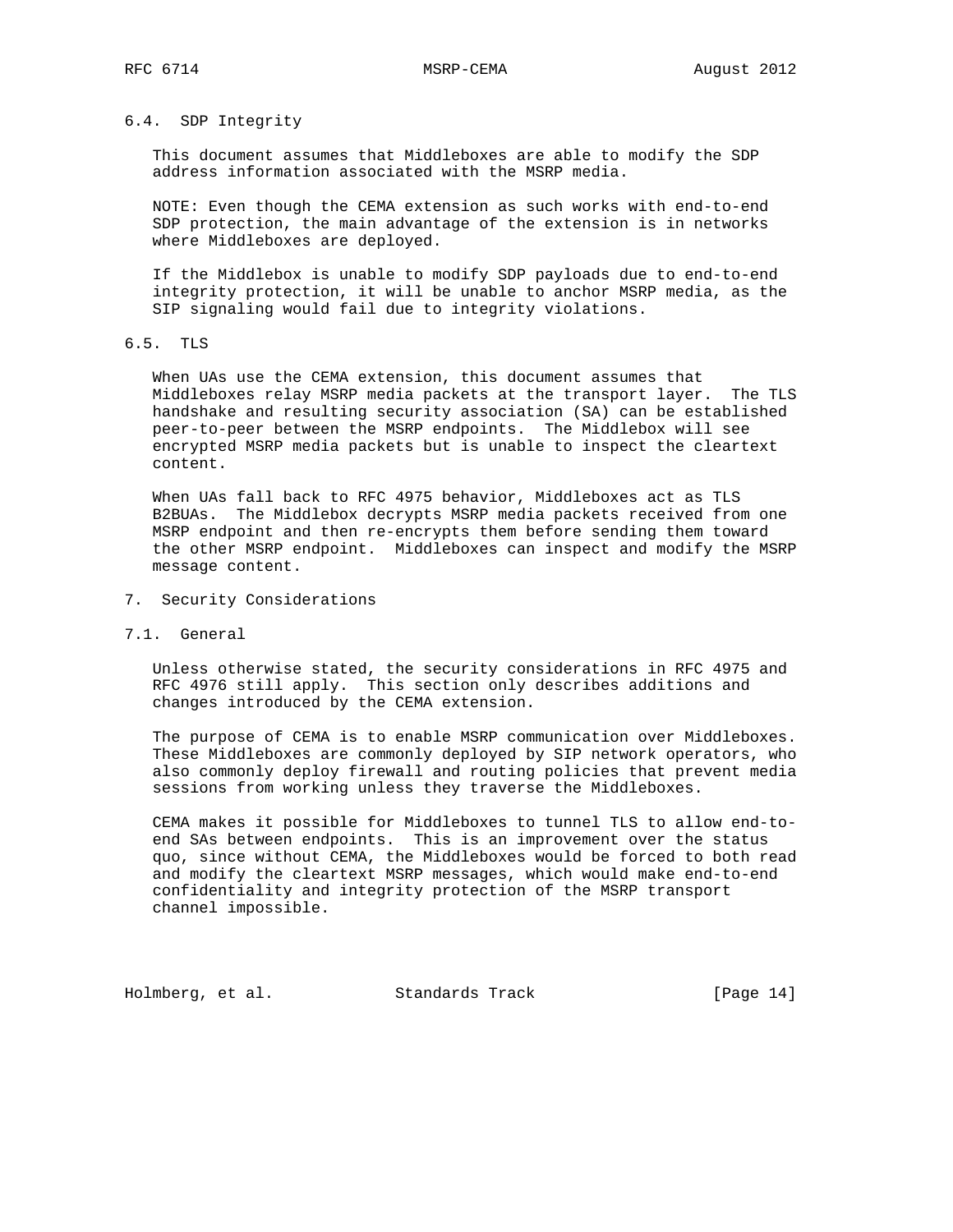### 6.4. SDP Integrity

This document assumes that Middleboxes are able to modify the SDP address information associated with the MSRP media.

NOTE: Even though the CEMA extension as such works with end-to-end SDP protection, the main advantage of the extension is in networks where Middleboxes are deployed.

If the Middlebox is unable to modify SDP payloads due to end-to-end integrity protection, it will be unable to anchor MSRP media, as the SIP signaling would fail due to integrity violations.

### 6.5. TLS

When UAs use the CEMA extension, this document assumes that Middleboxes relay MSRP media packets at the transport layer. The TLS handshake and resulting security association (SA) can be established peer-to-peer between the MSRP endpoints. The Middlebox will see encrypted MSRP media packets but is unable to inspect the cleartext content.

When UAs fall back to RFC 4975 behavior, Middleboxes act as TLS B2BUAs. The Middlebox decrypts MSRP media packets received from one MSRP endpoint and then re-encrypts them before sending them toward the other MSRP endpoint. Middleboxes can inspect and modify the MSRP message content.

## 7. Security Considerations

### 7.1. General

Unless otherwise stated, the security considerations in RFC 4975 and RFC 4976 still apply. This section only describes additions and changes introduced by the CEMA extension.

The purpose of CEMA is to enable MSRP communication over Middleboxes. These Middleboxes are commonly deployed by SIP network operators, who also commonly deploy firewall and routing policies that prevent media sessions from working unless they traverse the Middleboxes.

CEMA makes it possible for Middleboxes to tunnel TLS to allow end-to-end SAs between endpoints. This is an improvement over the status quo, since without CEMA, the Middleboxes would be forced to both read and modify the cleartext MSRP messages, which would make end-to-end confidentiality and integrity protection of the MSRP transport channel impossible.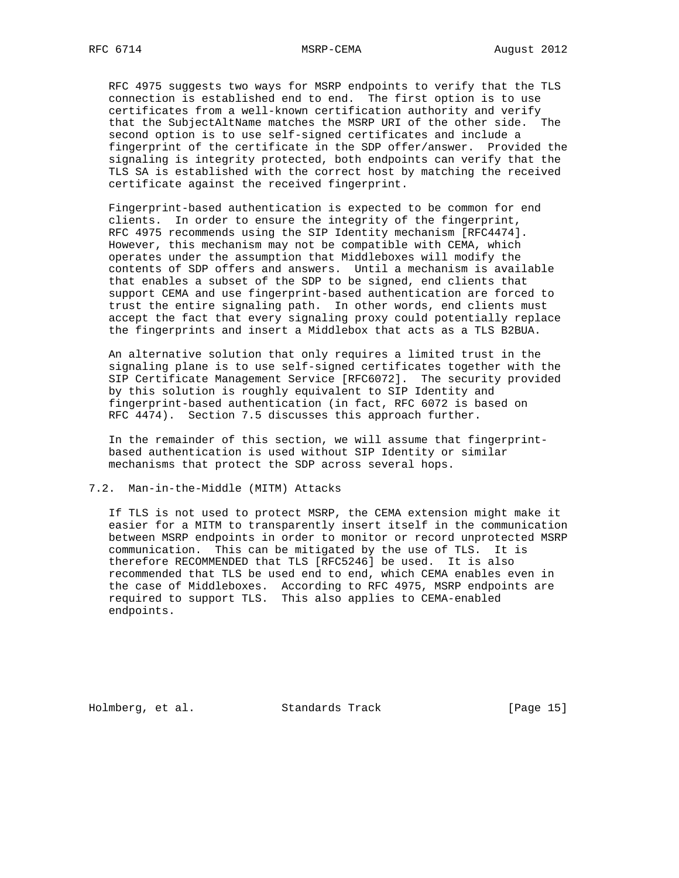RFC 4975 suggests two ways for MSRP endpoints to verify that the TLS connection is established end to end. The first option is to use certificates from a well-known certification authority and verify that the SubjectAltName matches the MSRP URI of the other side. The second option is to use self-signed certificates and include a fingerprint of the certificate in the SDP offer/answer. Provided the signaling is integrity protected, both endpoints can verify that the TLS SA is established with the correct host by matching the received certificate against the received fingerprint.

Fingerprint-based authentication is expected to be common for end clients. In order to ensure the integrity of the fingerprint, RFC 4975 recommends using the SIP Identity mechanism [RFC4474]. However, this mechanism may not be compatible with CEMA, which operates under the assumption that Middleboxes will modify the contents of SDP offers and answers. Until a mechanism is available that enables a subset of the SDP to be signed, end clients that support CEMA and use fingerprint-based authentication are forced to trust the entire signaling path. In other words, end clients must accept the fact that every signaling proxy could potentially replace the fingerprints and insert a Middlebox that acts as a TLS B2BUA.

An alternative solution that only requires a limited trust in the signaling plane is to use self-signed certificates together with the SIP Certificate Management Service [RFC6072]. The security provided by this solution is roughly equivalent to SIP Identity and fingerprint-based authentication (in fact, RFC 6072 is based on RFC 4474). Section 7.5 discusses this approach further.

In the remainder of this section, we will assume that fingerprint-based authentication is used without SIP Identity or similar mechanisms that protect the SDP across several hops.

## 7.2. Man-in-the-Middle (MITM) Attacks

If TLS is not used to protect MSRP, the CEMA extension might make it easier for a MITM to transparently insert itself in the communication between MSRP endpoints in order to monitor or record unprotected MSRP communication. This can be mitigated by the use of TLS. It is therefore RECOMMENDED that TLS [RFC5246] be used. It is also recommended that TLS be used end to end, which CEMA enables even in the case of Middleboxes. According to RFC 4975, MSRP endpoints are required to support TLS. This also applies to CEMA-enabled endpoints.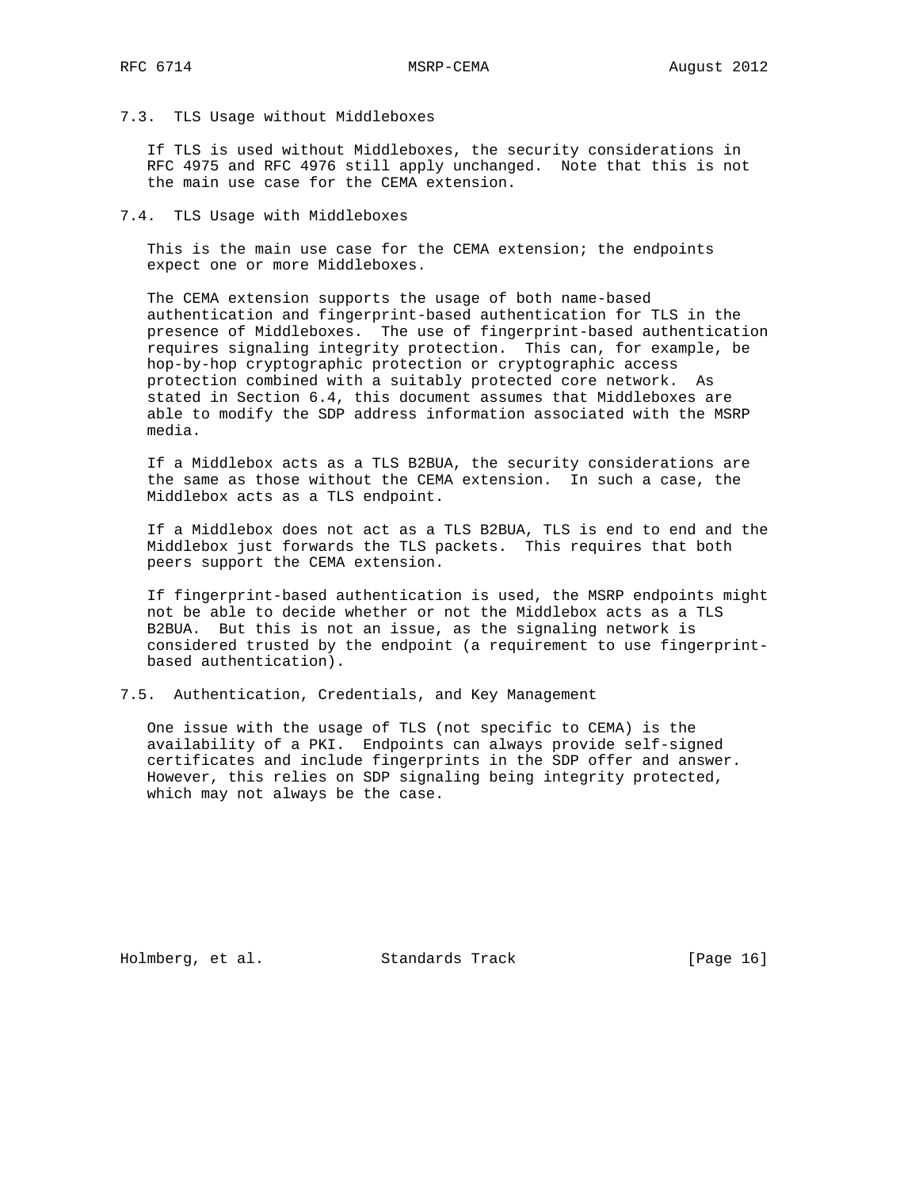### 7.3. TLS Usage without Middleboxes

If TLS is used without Middleboxes, the security considerations in RFC 4975 and RFC 4976 still apply unchanged. Note that this is not the main use case for the CEMA extension.

### 7.4. TLS Usage with Middleboxes

This is the main use case for the CEMA extension; the endpoints expect one or more Middleboxes.

The CEMA extension supports the usage of both name-based authentication and fingerprint-based authentication for TLS in the presence of Middleboxes. The use of fingerprint-based authentication requires signaling integrity protection. This can, for example, be hop-by-hop cryptographic protection or cryptographic access protection combined with a suitably protected core network. As stated in Section 6.4, this document assumes that Middleboxes are able to modify the SDP address information associated with the MSRP media.

If a Middlebox acts as a TLS B2BUA, the security considerations are the same as those without the CEMA extension. In such a case, the Middlebox acts as a TLS endpoint.

If a Middlebox does not act as a TLS B2BUA, TLS is end to end and the Middlebox just forwards the TLS packets. This requires that both peers support the CEMA extension.

If fingerprint-based authentication is used, the MSRP endpoints might not be able to decide whether or not the Middlebox acts as a TLS B2BUA. But this is not an issue, as the signaling network is considered trusted by the endpoint (a requirement to use fingerprint-based authentication).

### 7.5. Authentication, Credentials, and Key Management

One issue with the usage of TLS (not specific to CEMA) is the availability of a PKI. Endpoints can always provide self-signed certificates and include fingerprints in the SDP offer and answer. However, this relies on SDP signaling being integrity protected, which may not always be the case.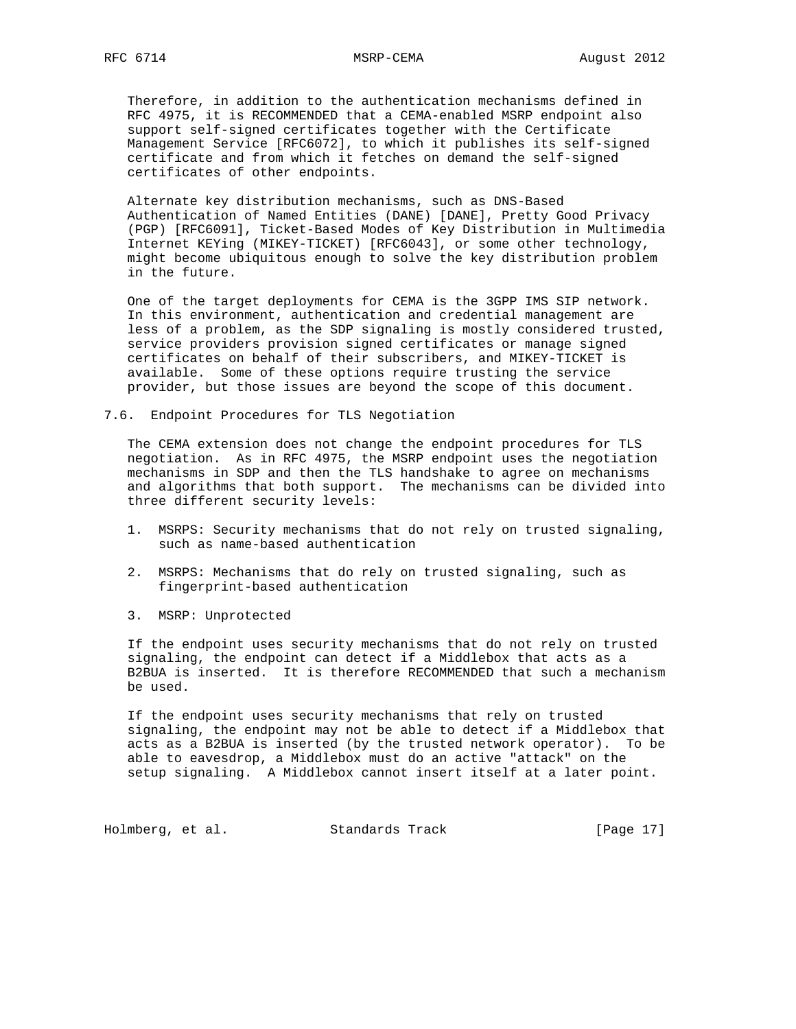Therefore, in addition to the authentication mechanisms defined in RFC 4975, it is RECOMMENDED that a CEMA-enabled MSRP endpoint also support self-signed certificates together with the Certificate Management Service [RFC6072], to which it publishes its self-signed certificate and from which it fetches on demand the self-signed certificates of other endpoints.

Alternate key distribution mechanisms, such as DNS-Based Authentication of Named Entities (DANE) [DANE], Pretty Good Privacy (PGP) [RFC6091], Ticket-Based Modes of Key Distribution in Multimedia Internet KEYing (MIKEY-TICKET) [RFC6043], or some other technology, might become ubiquitous enough to solve the key distribution problem in the future.

One of the target deployments for CEMA is the 3GPP IMS SIP network. In this environment, authentication and credential management are less of a problem, as the SDP signaling is mostly considered trusted, service providers provision signed certificates or manage signed certificates on behalf of their subscribers, and MIKEY-TICKET is available. Some of these options require trusting the service provider, but those issues are beyond the scope of this document.

## 7.6. Endpoint Procedures for TLS Negotiation

The CEMA extension does not change the endpoint procedures for TLS negotiation. As in RFC 4975, the MSRP endpoint uses the negotiation mechanisms in SDP and then the TLS handshake to agree on mechanisms and algorithms that both support. The mechanisms can be divided into three different security levels:

1. MSRPS: Security mechanisms that do not rely on trusted signaling, such as name-based authentication

2. MSRPS: Mechanisms that do rely on trusted signaling, such as fingerprint-based authentication

3. MSRP: Unprotected

If the endpoint uses security mechanisms that do not rely on trusted signaling, the endpoint can detect if a Middlebox that acts as a B2BUA is inserted. It is therefore RECOMMENDED that such a mechanism be used.

If the endpoint uses security mechanisms that rely on trusted signaling, the endpoint may not be able to detect if a Middlebox that acts as a B2BUA is inserted (by the trusted network operator). To be able to eavesdrop, a Middlebox must do an active "attack" on the setup signaling. A Middlebox cannot insert itself at a later point.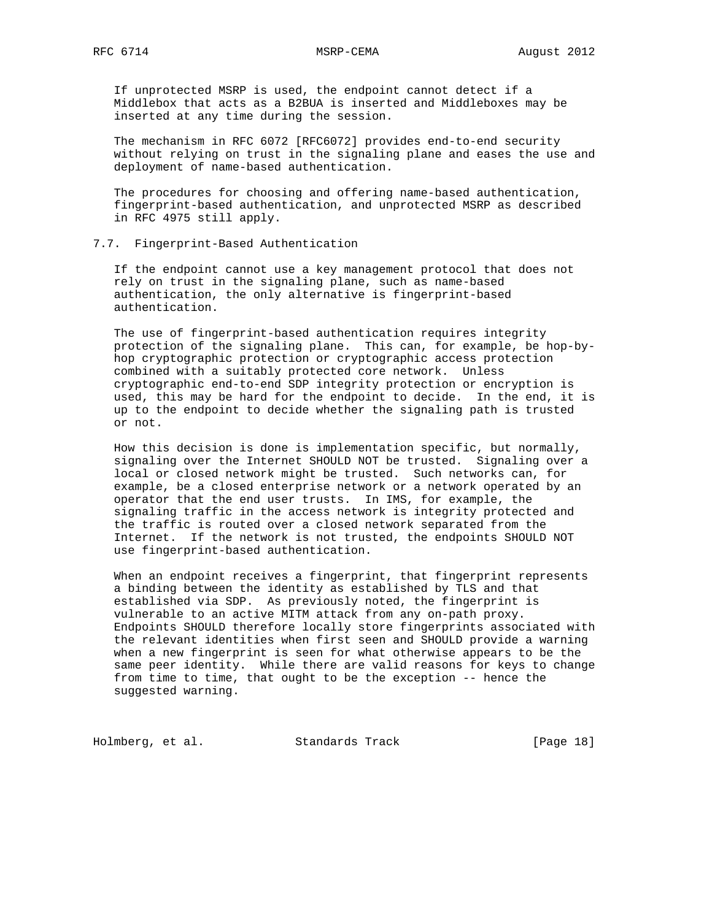If unprotected MSRP is used, the endpoint cannot detect if a Middlebox that acts as a B2BUA is inserted and Middleboxes may be inserted at any time during the session.

The mechanism in RFC 6072 [RFC6072] provides end-to-end security without relying on trust in the signaling plane and eases the use and deployment of name-based authentication.

The procedures for choosing and offering name-based authentication, fingerprint-based authentication, and unprotected MSRP as described in RFC 4975 still apply.

### 7.7. Fingerprint-Based Authentication

If the endpoint cannot use a key management protocol that does not rely on trust in the signaling plane, such as name-based authentication, the only alternative is fingerprint-based authentication.

The use of fingerprint-based authentication requires integrity protection of the signaling plane. This can, for example, be hop-by-hop cryptographic protection or cryptographic access protection combined with a suitably protected core network. Unless cryptographic end-to-end SDP integrity protection or encryption is used, this may be hard for the endpoint to decide. In the end, it is up to the endpoint to decide whether the signaling path is trusted or not.

How this decision is done is implementation specific, but normally, signaling over the Internet SHOULD NOT be trusted. Signaling over a local or closed network might be trusted. Such networks can, for example, be a closed enterprise network or a network operated by an operator that the end user trusts. In IMS, for example, the signaling traffic in the access network is integrity protected and the traffic is routed over a closed network separated from the Internet. If the network is not trusted, the endpoints SHOULD NOT use fingerprint-based authentication.

When an endpoint receives a fingerprint, that fingerprint represents a binding between the identity as established by TLS and that established via SDP. As previously noted, the fingerprint is vulnerable to an active MITM attack from any on-path proxy. Endpoints SHOULD therefore locally store fingerprints associated with the relevant identities when first seen and SHOULD provide a warning when a new fingerprint is seen for what otherwise appears to be the same peer identity. While there are valid reasons for keys to change from time to time, that ought to be the exception -- hence the suggested warning.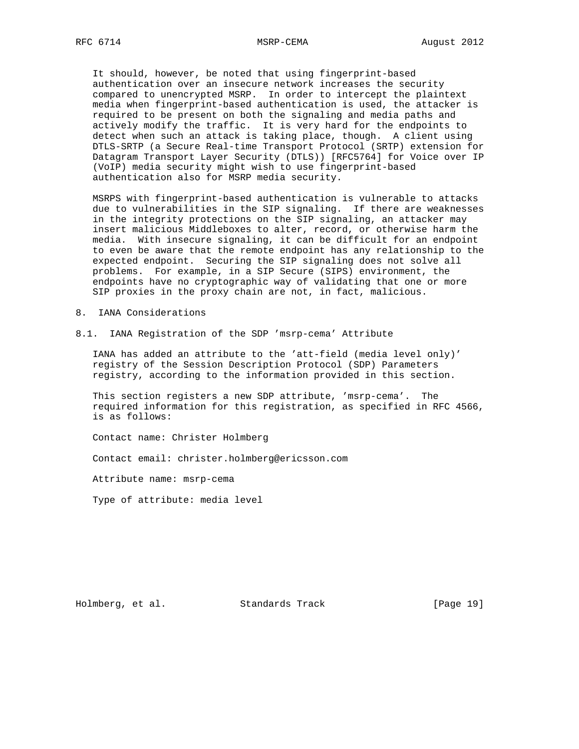It should, however, be noted that using fingerprint-based authentication over an insecure network increases the security compared to unencrypted MSRP. In order to intercept the plaintext media when fingerprint-based authentication is used, the attacker is required to be present on both the signaling and media paths and actively modify the traffic. It is very hard for the endpoints to detect when such an attack is taking place, though. A client using DTLS-SRTP (a Secure Real-time Transport Protocol (SRTP) extension for Datagram Transport Layer Security (DTLS)) [RFC5764] for Voice over IP (VoIP) media security might wish to use fingerprint-based authentication also for MSRP media security.

MSRPS with fingerprint-based authentication is vulnerable to attacks due to vulnerabilities in the SIP signaling. If there are weaknesses in the integrity protections on the SIP signaling, an attacker may insert malicious Middleboxes to alter, record, or otherwise harm the media. With insecure signaling, it can be difficult for an endpoint to even be aware that the remote endpoint has any relationship to the expected endpoint. Securing the SIP signaling does not solve all problems. For example, in a SIP Secure (SIPS) environment, the endpoints have no cryptographic way of validating that one or more SIP proxies in the proxy chain are not, in fact, malicious.

## 8. IANA Considerations

### 8.1. IANA Registration of the SDP 'msrp-cema' Attribute

IANA has added an attribute to the 'att-field (media level only)' registry of the Session Description Protocol (SDP) Parameters registry, according to the information provided in this section.

This section registers a new SDP attribute, 'msrp-cema'. The required information for this registration, as specified in RFC 4566, is as follows:

Contact name: Christer Holmberg

Contact email: christer.holmberg@ericsson.com

Attribute name: msrp-cema

Type of attribute: media level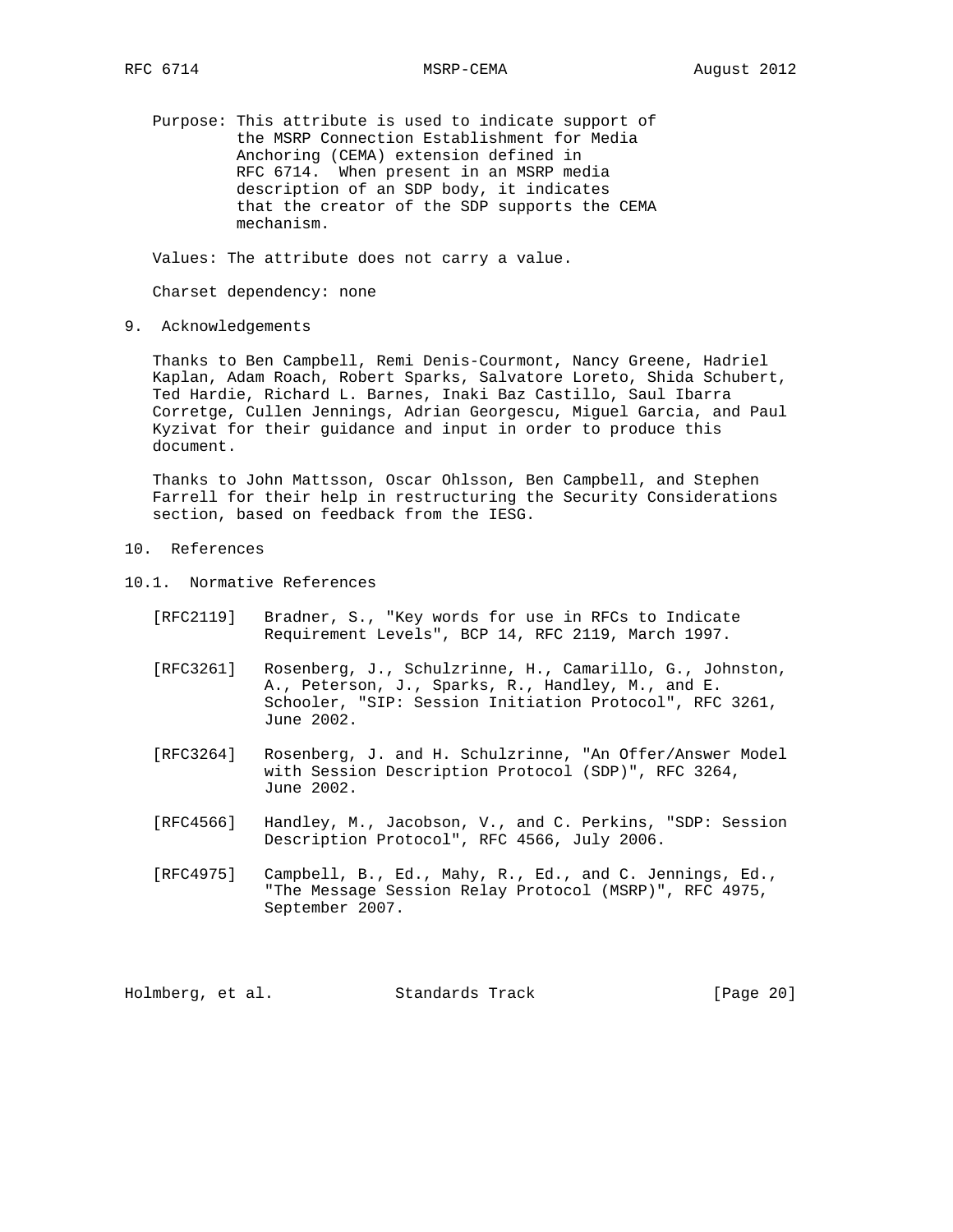Purpose: This attribute is used to indicate support of the MSRP Connection Establishment for Media Anchoring (CEMA) extension defined in RFC 6714. When present in an MSRP media description of an SDP body, it indicates that the creator of the SDP supports the CEMA mechanism.

Values: The attribute does not carry a value.

Charset dependency: none

## 9. Acknowledgements

Thanks to Ben Campbell, Remi Denis-Courmont, Nancy Greene, Hadriel Kaplan, Adam Roach, Robert Sparks, Salvatore Loreto, Shida Schubert, Ted Hardie, Richard L. Barnes, Inaki Baz Castillo, Saul Ibarra Corretge, Cullen Jennings, Adrian Georgescu, Miguel Garcia, and Paul Kyzivat for their guidance and input in order to produce this document.

Thanks to John Mattsson, Oscar Ohlsson, Ben Campbell, and Stephen Farrell for their help in restructuring the Security Considerations section, based on feedback from the IESG.

## 10. References

### 10.1. Normative References

[RFC2119] Bradner, S., "Key words for use in RFCs to Indicate Requirement Levels", BCP 14, RFC 2119, March 1997.

[RFC3261] Rosenberg, J., Schulzrinne, H., Camarillo, G., Johnston, A., Peterson, J., Sparks, R., Handley, M., and E. Schooler, "SIP: Session Initiation Protocol", RFC 3261, June 2002.

[RFC3264] Rosenberg, J. and H. Schulzrinne, "An Offer/Answer Model with Session Description Protocol (SDP)", RFC 3264, June 2002.

[RFC4566] Handley, M., Jacobson, V., and C. Perkins, "SDP: Session Description Protocol", RFC 4566, July 2006.

[RFC4975] Campbell, B., Ed., Mahy, R., Ed., and C. Jennings, Ed., "The Message Session Relay Protocol (MSRP)", RFC 4975, September 2007.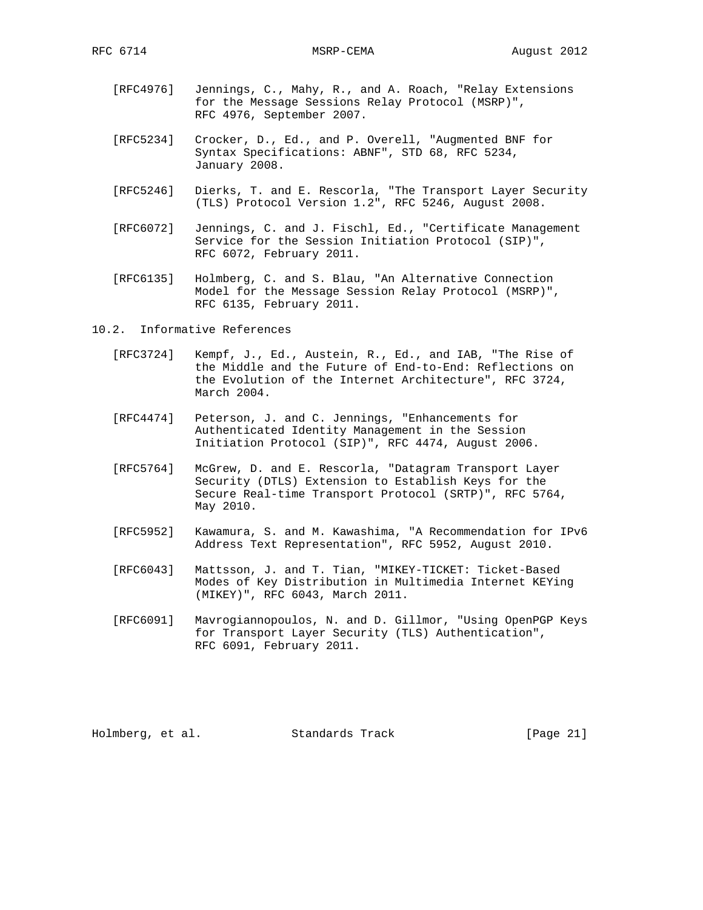[RFC4976] Jennings, C., Mahy, R., and A. Roach, "Relay Extensions for the Message Sessions Relay Protocol (MSRP)", RFC 4976, September 2007.

[RFC5234] Crocker, D., Ed., and P. Overell, "Augmented BNF for Syntax Specifications: ABNF", STD 68, RFC 5234, January 2008.

[RFC5246] Dierks, T. and E. Rescorla, "The Transport Layer Security (TLS) Protocol Version 1.2", RFC 5246, August 2008.

[RFC6072] Jennings, C. and J. Fischl, Ed., "Certificate Management Service for the Session Initiation Protocol (SIP)", RFC 6072, February 2011.

[RFC6135] Holmberg, C. and S. Blau, "An Alternative Connection Model for the Message Session Relay Protocol (MSRP)", RFC 6135, February 2011.

## 10.2. Informative References

[RFC3724] Kempf, J., Ed., Austein, R., Ed., and IAB, "The Rise of the Middle and the Future of End-to-End: Reflections on the Evolution of the Internet Architecture", RFC 3724, March 2004.

[RFC4474] Peterson, J. and C. Jennings, "Enhancements for Authenticated Identity Management in the Session Initiation Protocol (SIP)", RFC 4474, August 2006.

[RFC5764] McGrew, D. and E. Rescorla, "Datagram Transport Layer Security (DTLS) Extension to Establish Keys for the Secure Real-time Transport Protocol (SRTP)", RFC 5764, May 2010.

[RFC5952] Kawamura, S. and M. Kawashima, "A Recommendation for IPv6 Address Text Representation", RFC 5952, August 2010.

[RFC6043] Mattsson, J. and T. Tian, "MIKEY-TICKET: Ticket-Based Modes of Key Distribution in Multimedia Internet KEYing (MIKEY)", RFC 6043, March 2011.

[RFC6091] Mavrogiannopoulos, N. and D. Gillmor, "Using OpenPGP Keys for Transport Layer Security (TLS) Authentication", RFC 6091, February 2011.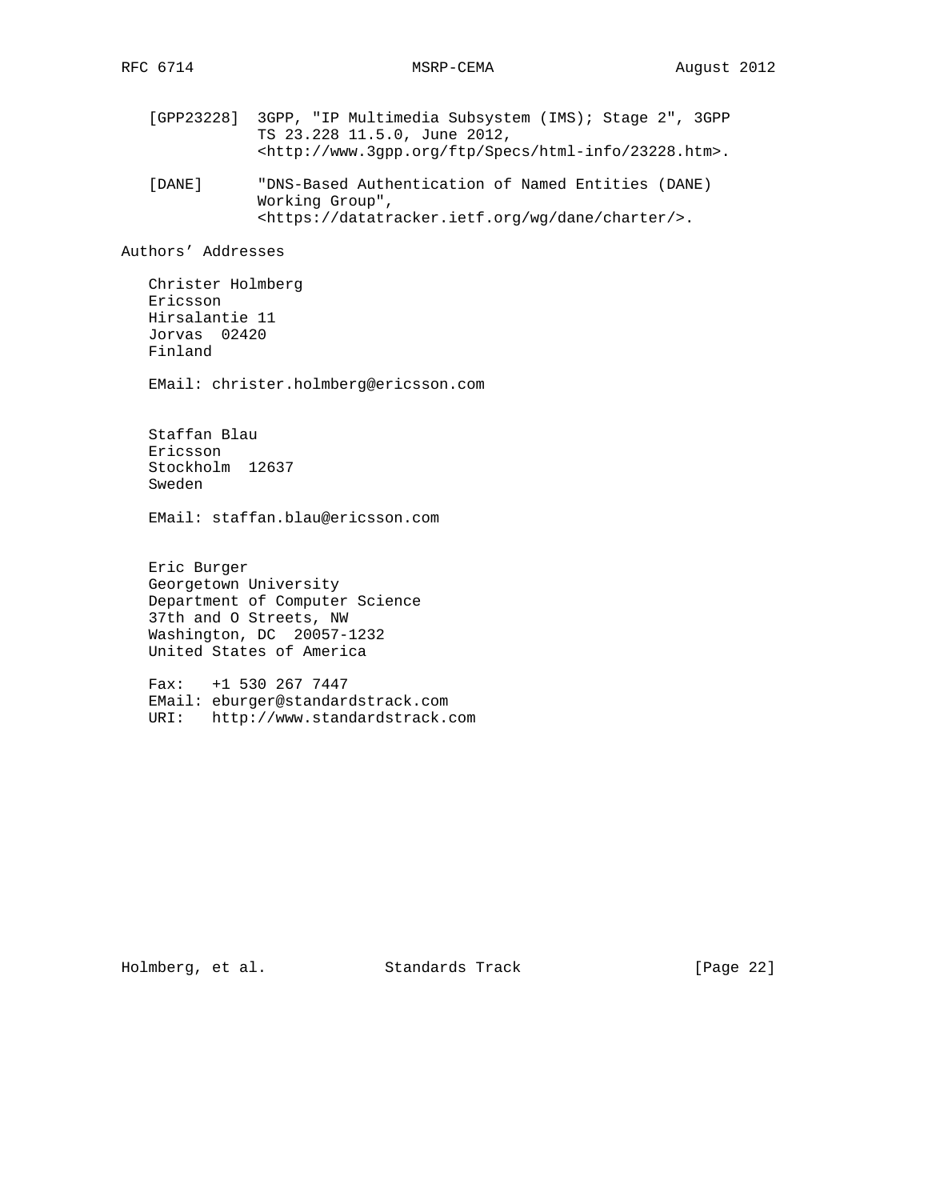[GPP23228] 3GPP, "IP Multimedia Subsystem (IMS); Stage 2", 3GPP TS 23.228 11.5.0, June 2012, <http://www.3gpp.org/ftp/Specs/html-info/23228.htm>.

[DANE] "DNS-Based Authentication of Named Entities (DANE) Working Group", <https://datatracker.ietf.org/wg/dane/charter/>.

## Authors' Addresses

Christer Holmberg
Ericsson
Hirsalantie 11
Jorvas 02420
Finland

EMail: christer.holmberg@ericsson.com

Staffan Blau
Ericsson
Stockholm 12637
Sweden

EMail: staffan.blau@ericsson.com

Eric Burger
Georgetown University
Department of Computer Science
37th and O Streets, NW
Washington, DC 20057-1232
United States of America

Fax: +1 530 267 7447
EMail: eburger@standardstrack.com
URI: http://www.standardstrack.com